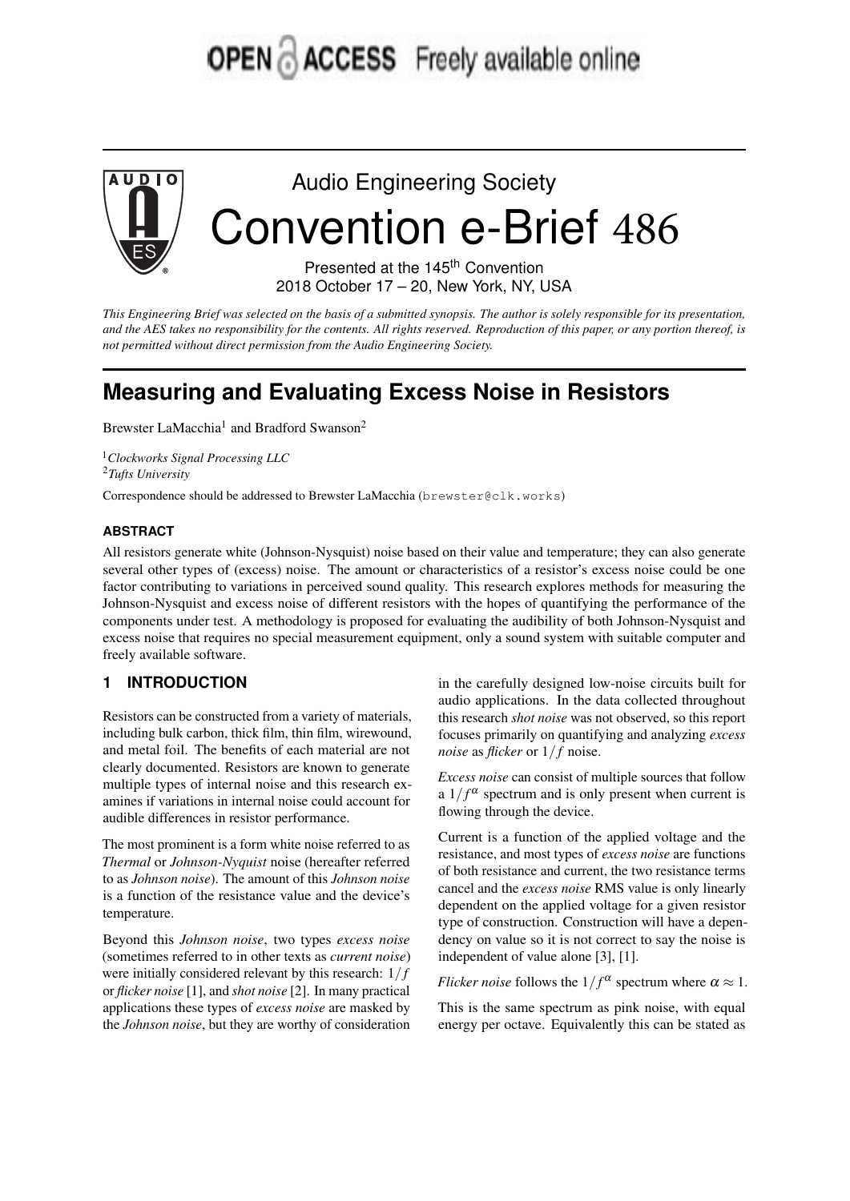OPEN ACCESS Freely available online

# Audio Engineering Society

# Convention e-Brief 486

Presented at the 145th Convention
2018 October 17 – 20, New York, NY, USA

*This Engineering Brief was selected on the basis of a submitted synopsis. The author is solely responsible for its presentation, and the AES takes no responsibility for the contents. All rights reserved. Reproduction of this paper, or any portion thereof, is not permitted without direct permission from the Audio Engineering Society.*

# Measuring and Evaluating Excess Noise in Resistors

Brewster LaMacchia[1] and Bradford Swanson[2]

[1] *Clockworks Signal Processing LLC*
[2] *Tufts University*

Correspondence should be addressed to Brewster LaMacchia (brewster@clk.works)

### ABSTRACT

All resistors generate white (Johnson-Nysquist) noise based on their value and temperature; they can also generate several other types of (excess) noise. The amount or characteristics of a resistor's excess noise could be one factor contributing to variations in perceived sound quality. This research explores methods for measuring the Johnson-Nysquist and excess noise of different resistors with the hopes of quantifying the performance of the components under test. A methodology is proposed for evaluating the audibility of both Johnson-Nysquist and excess noise that requires no special measurement equipment, only a sound system with suitable computer and freely available software.

## 1 INTRODUCTION

Resistors can be constructed from a variety of materials, including bulk carbon, thick film, thin film, wirewound, and metal foil. The benefits of each material are not clearly documented. Resistors are known to generate multiple types of internal noise and this research examines if variations in internal noise could account for audible differences in resistor performance.

The most prominent is a form white noise referred to as *Thermal* or *Johnson-Nyquist* noise (hereafter referred to as *Johnson noise*). The amount of this *Johnson noise* is a function of the resistance value and the device's temperature.

Beyond this *Johnson noise*, two types *excess noise* (sometimes referred to in other texts as *current noise*) were initially considered relevant by this research: $1/f$ or *flicker noise* [1], and *shot noise* [2]. In many practical applications these types of *excess noise* are masked by the *Johnson noise*, but they are worthy of consideration in the carefully designed low-noise circuits built for audio applications. In the data collected throughout this research *shot noise* was not observed, so this report focuses primarily on quantifying and analyzing *excess noise* as *flicker* or $1/f$ noise.

*Excess noise* can consist of multiple sources that follow a $1/f^{\alpha}$ spectrum and is only present when current is flowing through the device.

Current is a function of the applied voltage and the resistance, and most types of *excess noise* are functions of both resistance and current, the two resistance terms cancel and the *excess noise* RMS value is only linearly dependent on the applied voltage for a given resistor type of construction. Construction will have a dependency on value so it is not correct to say the noise is independent of value alone [3], [1].

*Flicker noise* follows the $1/f^{\alpha}$ spectrum where $\alpha \approx 1$.

This is the same spectrum as pink noise, with equal energy per octave. Equivalently this can be stated as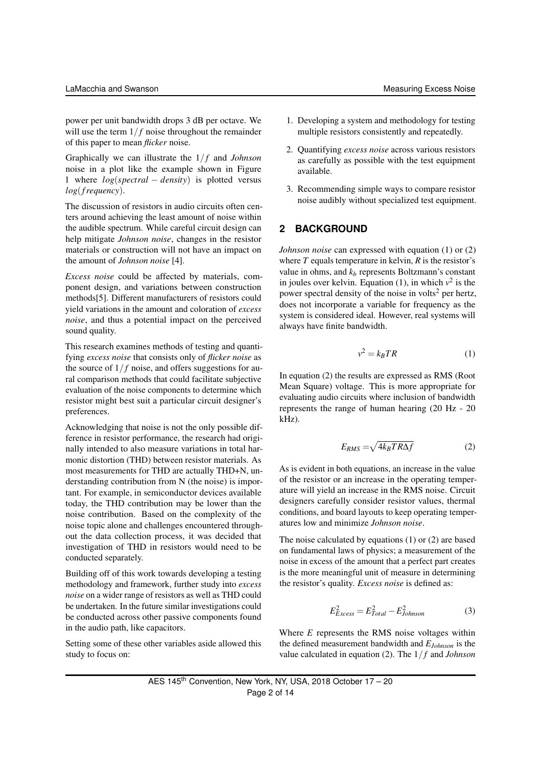power per unit bandwidth drops 3 dB per octave. We will use the term $1/f$ noise throughout the remainder of this paper to mean *flicker* noise.

Graphically we can illustrate the $1/f$ and *Johnson* noise in a plot like the example shown in Figure 1 where $log(spectral-density)$ is plotted versus $log(frequency)$.

The discussion of resistors in audio circuits often centers around achieving the least amount of noise within the audible spectrum. While careful circuit design can help mitigate *Johnson noise*, changes in the resistor materials or construction will not have an impact on the amount of *Johnson noise* [4].

*Excess noise* could be affected by materials, component design, and variations between construction methods[5]. Different manufacturers of resistors could yield variations in the amount and coloration of *excess noise*, and thus a potential impact on the perceived sound quality.

This research examines methods of testing and quantifying *excess noise* that consists only of *flicker noise* as the source of $1/f$ noise, and offers suggestions for aural comparison methods that could facilitate subjective evaluation of the noise components to determine which resistor might best suit a particular circuit designer's preferences.

Acknowledging that noise is not the only possible difference in resistor performance, the research had originally intended to also measure variations in total harmonic distortion (THD) between resistor materials. As most measurements for THD are actually THD+N, understanding contribution from N (the noise) is important. For example, in semiconductor devices available today, the THD contribution may be lower than the noise contribution. Based on the complexity of the noise topic alone and challenges encountered throughout the data collection process, it was decided that investigation of THD in resistors would need to be conducted separately.

Building off of this work towards developing a testing methodology and framework, further study into *excess noise* on a wider range of resistors as well as THD could be undertaken. In the future similar investigations could be conducted across other passive components found in the audio path, like capacitors.

Setting some of these other variables aside allowed this study to focus on:

1. Developing a system and methodology for testing multiple resistors consistently and repeatedly.
2. Quantifying *excess noise* across various resistors as carefully as possible with the test equipment available.
3. Recommending simple ways to compare resistor noise audibly without specialized test equipment.

## 2 BACKGROUND

*Johnson noise* can expressed with equation (1) or (2) where $T$ equals temperature in kelvin, $R$ is the resistor's value in ohms, and $k_b$ represents Boltzmann's constant in joules over kelvin. Equation (1), in which $v^2$ is the power spectral density of the noise in volts$^2$ per hertz, does not incorporate a variable for frequency as the system is considered ideal. However, real systems will always have finite bandwidth.

$$v^2 = k_B T R \tag{1}$$

In equation (2) the results are expressed as RMS (Root Mean Square) voltage. This is more appropriate for evaluating audio circuits where inclusion of bandwidth represents the range of human hearing (20 Hz - 20 kHz).

$$E_{RMS} = \sqrt{4 k_B T R \Delta f} \tag{2}$$

As is evident in both equations, an increase in the value of the resistor or an increase in the operating temperature will yield an increase in the RMS noise. Circuit designers carefully consider resistor values, thermal conditions, and board layouts to keep operating temperatures low and minimize *Johnson noise*.

The noise calculated by equations (1) or (2) are based on fundamental laws of physics; a measurement of the noise in excess of the amount that a perfect part creates is the more meaningful unit of measure in determining the resistor's quality. *Excess noise* is defined as:

$$E_{Excess}^2 = E_{Total}^2 - E_{Johnson}^2 \tag{3}$$

Where $E$ represents the RMS noise voltages within the defined measurement bandwidth and $E_{Johnson}$ is the value calculated in equation (2). The $1/f$ and *Johnson*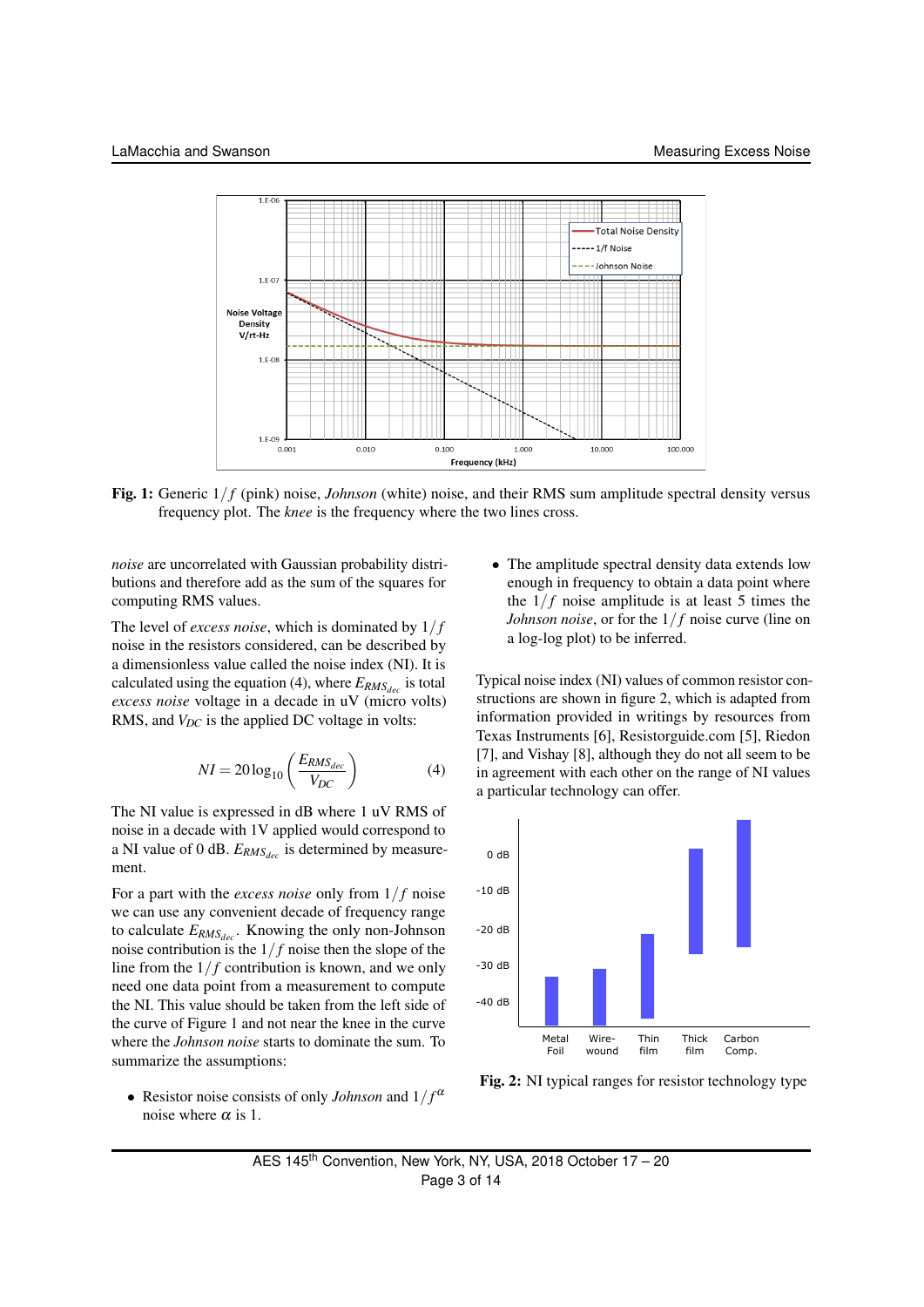Fig. 1: Generic $1/f$ (pink) noise, *Johnson* (white) noise, and their RMS sum amplitude spectral density versus frequency plot. The *knee* is the frequency where the two lines cross.

*noise* are uncorrelated with Gaussian probability distributions and therefore add as the sum of the squares for computing RMS values.

The level of *excess noise*, which is dominated by $1/f$ noise in the resistors considered, can be described by a dimensionless value called the noise index (NI). It is calculated using the equation (4), where $E_{RMS_{dec}}$ is total *excess noise* voltage in a decade in uV (micro volts) RMS, and $V_{DC}$ is the applied DC voltage in volts:

$$NI = 20\log_{10}\left(\frac{E_{RMS_{dec}}}{V_{DC}}\right) \tag{4}$$

The NI value is expressed in dB where 1 uV RMS of noise in a decade with 1V applied would correspond to a NI value of 0 dB. $E_{RMS_{dec}}$ is determined by measurement.

For a part with the *excess noise* only from $1/f$ noise we can use any convenient decade of frequency range to calculate $E_{RMS_{dec}}$. Knowing the only non-Johnson noise contribution is the $1/f$ noise then the slope of the line from the $1/f$ contribution is known, and we only need one data point from a measurement to compute the NI. This value should be taken from the left side of the curve of Figure 1 and not near the knee in the curve where the *Johnson noise* starts to dominate the sum. To summarize the assumptions:

- Resistor noise consists of only *Johnson* and $1/f^{\alpha}$ noise where $\alpha$ is 1.
- The amplitude spectral density data extends low enough in frequency to obtain a data point where the $1/f$ noise amplitude is at least 5 times the *Johnson noise*, or for the $1/f$ noise curve (line on a log-log plot) to be inferred.

Typical noise index (NI) values of common resistor constructions are shown in figure 2, which is adapted from information provided in writings by resources from Texas Instruments [6], Resistorguide.com [5], Riedon [7], and Vishay [8], although they do not all seem to be in agreement with each other on the range of NI values a particular technology can offer.

Fig. 2: NI typical ranges for resistor technology type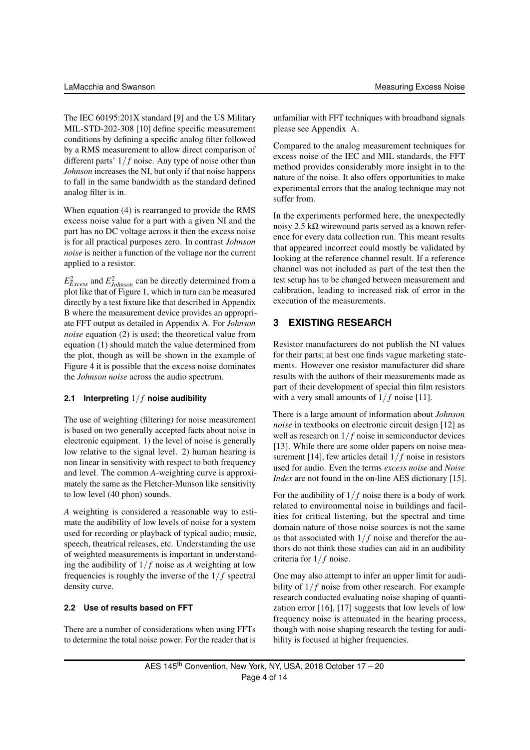The IEC 60195:201X standard [9] and the US Military MIL-STD-202-308 [10] define specific measurement conditions by defining a specific analog filter followed by a RMS measurement to allow direct comparison of different parts' $1/f$ noise. Any type of noise other than *Johnson* increases the NI, but only if that noise happens to fall in the same bandwidth as the standard defined analog filter is in.

When equation (4) is rearranged to provide the RMS excess noise value for a part with a given NI and the part has no DC voltage across it then the excess noise is for all practical purposes zero. In contrast *Johnson noise* is neither a function of the voltage nor the current applied to a resistor.

$E^2_{Excess}$ and $E^2_{Johnson}$ can be directly determined from a plot like that of Figure 1, which in turn can be measured directly by a test fixture like that described in Appendix B where the measurement device provides an appropriate FFT output as detailed in Appendix A. For *Johnson noise* equation (2) is used; the theoretical value from equation (1) should match the value determined from the plot, though as will be shown in the example of Figure 4 it is possible that the excess noise dominates the *Johnson noise* across the audio spectrum.

### 2.1 Interpreting $1/f$ noise audibility

The use of weighting (filtering) for noise measurement is based on two generally accepted facts about noise in electronic equipment. 1) the level of noise is generally low relative to the signal level. 2) human hearing is non linear in sensitivity with respect to both frequency and level. The common *A*-weighting curve is approximately the same as the Fletcher-Munson like sensitivity to low level (40 phon) sounds.

*A* weighting is considered a reasonable way to estimate the audibility of low levels of noise for a system used for recording or playback of typical audio; music, speech, theatrical releases, etc. Understanding the use of weighted measurements is important in understanding the audibility of $1/f$ noise as *A* weighting at low frequencies is roughly the inverse of the $1/f$ spectral density curve.

### 2.2 Use of results based on FFT

There are a number of considerations when using FFTs to determine the total noise power. For the reader that is unfamiliar with FFT techniques with broadband signals please see Appendix A.

Compared to the analog measurement techniques for excess noise of the IEC and MIL standards, the FFT method provides considerably more insight in to the nature of the noise. It also offers opportunities to make experimental errors that the analog technique may not suffer from.

In the experiments performed here, the unexpectedly noisy 2.5 kΩ wirewound parts served as a known reference for every data collection run. This meant results that appeared incorrect could mostly be validated by looking at the reference channel result. If a reference channel was not included as part of the test then the test setup has to be changed between measurement and calibration, leading to increased risk of error in the execution of the measurements.

## 3 EXISTING RESEARCH

Resistor manufacturers do not publish the NI values for their parts; at best one finds vague marketing statements. However one resistor manufacturer did share results with the authors of their measurements made as part of their development of special thin film resistors with a very small amounts of $1/f$ noise [11].

There is a large amount of information about *Johnson noise* in textbooks on electronic circuit design [12] as well as research on $1/f$ noise in semiconductor devices [13]. While there are some older papers on noise measurement [14], few articles detail $1/f$ noise in resistors used for audio. Even the terms *excess noise* and *Noise Index* are not found in the on-line AES dictionary [15].

For the audibility of $1/f$ noise there is a body of work related to environmental noise in buildings and facilities for critical listening, but the spectral and time domain nature of those noise sources is not the same as that associated with $1/f$ noise and therefor the authors do not think those studies can aid in an audibility criteria for $1/f$ noise.

One may also attempt to infer an upper limit for audibility of $1/f$ noise from other research. For example research conducted evaluating noise shaping of quantization error [16], [17] suggests that low levels of low frequency noise is attenuated in the hearing process, though with noise shaping research the testing for audibility is focused at higher frequencies.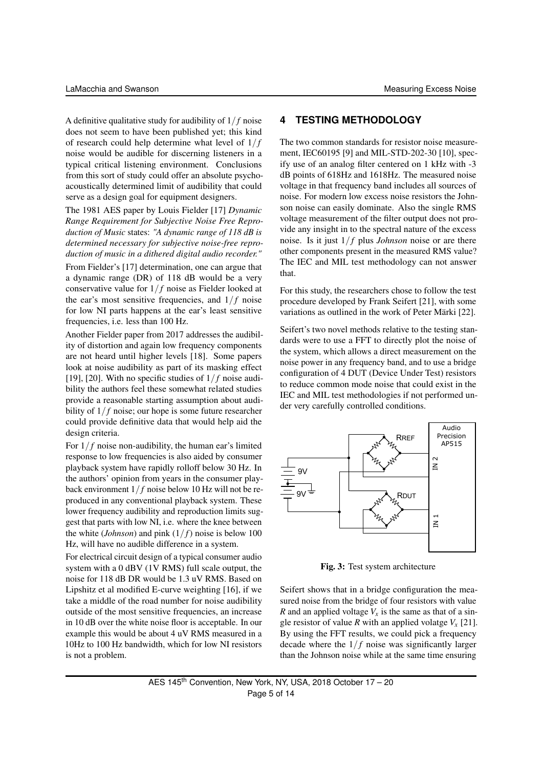A definitive qualitative study for audibility of $1/f$ noise does not seem to have been published yet; this kind of research could help determine what level of $1/f$ noise would be audible for discerning listeners in a typical critical listening environment. Conclusions from this sort of study could offer an absolute psychoacoustically determined limit of audibility that could serve as a design goal for equipment designers.

The 1981 AES paper by Louis Fielder [17] *Dynamic Range Requirement for Subjective Noise Free Reproduction of Music* states: *"A dynamic range of 118 dB is determined necessary for subjective noise-free reproduction of music in a dithered digital audio recorder."*

From Fielder's [17] determination, one can argue that a dynamic range (DR) of 118 dB would be a very conservative value for $1/f$ noise as Fielder looked at the ear's most sensitive frequencies, and $1/f$ noise for low NI parts happens at the ear's least sensitive frequencies, i.e. less than 100 Hz.

Another Fielder paper from 2017 addresses the audibility of distortion and again low frequency components are not heard until higher levels [18]. Some papers look at noise audibility as part of its masking effect [19], [20]. With no specific studies of $1/f$ noise audibility the authors feel these somewhat related studies provide a reasonable starting assumption about audibility of $1/f$ noise; our hope is some future researcher could provide definitive data that would help aid the design criteria.

For $1/f$ noise non-audibility, the human ear's limited response to low frequencies is also aided by consumer playback system have rapidly rolloff below 30 Hz. In the authors' opinion from years in the consumer playback environment $1/f$ noise below 10 Hz will not be reproduced in any conventional playback system. These lower frequency audibility and reproduction limits suggest that parts with low NI, i.e. where the knee between the white (*Johnson*) and pink ($1/f$) noise is below 100 Hz, will have no audible difference in a system.

For electrical circuit design of a typical consumer audio system with a 0 dBV (1V RMS) full scale output, the noise for 118 dB DR would be 1.3 uV RMS. Based on Lipshitz et al modified E-curve weighting [16], if we take a middle of the road number for noise audibility outside of the most sensitive frequencies, an increase in 10 dB over the white noise floor is acceptable. In our example this would be about 4 uV RMS measured in a 10Hz to 100 Hz bandwidth, which for low NI resistors is not a problem.

## 4 TESTING METHODOLOGY

The two common standards for resistor noise measurement, IEC60195 [9] and MIL-STD-202-30 [10], specify use of an analog filter centered on 1 kHz with -3 dB points of 618Hz and 1618Hz. The measured noise voltage in that frequency band includes all sources of noise. For modern low excess noise resistors the Johnson noise can easily dominate. Also the single RMS voltage measurement of the filter output does not provide any insight in to the spectral nature of the excess noise. Is it just $1/f$ plus *Johnson* noise or are there other components present in the measured RMS value? The IEC and MIL test methodology can not answer that.

For this study, the researchers chose to follow the test procedure developed by Frank Seifert [21], with some variations as outlined in the work of Peter Märki [22].

Seifert's two novel methods relative to the testing standards were to use a FFT to directly plot the noise of the system, which allows a direct measurement on the noise power in any frequency band, and to use a bridge configuration of 4 DUT (Device Under Test) resistors to reduce common mode noise that could exist in the IEC and MIL test methodologies if not performed under very carefully controlled conditions.

**Fig. 3:** Test system architecture

Seifert shows that in a bridge configuration the measured noise from the bridge of four resistors with value $R$ and an applied voltage $V_x$ is the same as that of a single resistor of value $R$ with an applied volatge $V_x$ [21]. By using the FFT results, we could pick a frequency decade where the $1/f$ noise was significantly larger than the Johnson noise while at the same time ensuring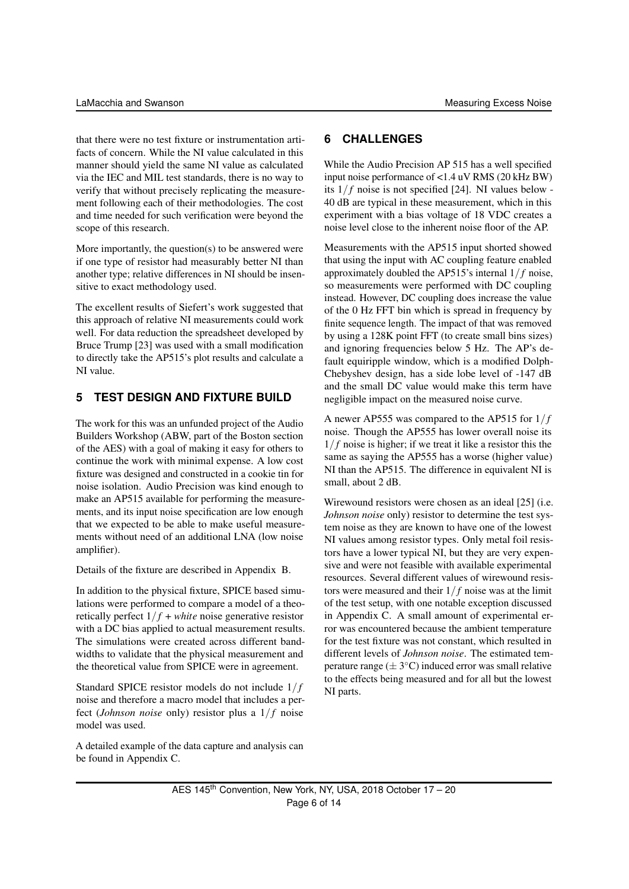that there were no test fixture or instrumentation artifacts of concern. While the NI value calculated in this manner should yield the same NI value as calculated via the IEC and MIL test standards, there is no way to verify that without precisely replicating the measurement following each of their methodologies. The cost and time needed for such verification were beyond the scope of this research.

More importantly, the question(s) to be answered were if one type of resistor had measurably better NI than another type; relative differences in NI should be insensitive to exact methodology used.

The excellent results of Siefert's work suggested that this approach of relative NI measurements could work well. For data reduction the spreadsheet developed by Bruce Trump [23] was used with a small modification to directly take the AP515's plot results and calculate a NI value.

## 5 TEST DESIGN AND FIXTURE BUILD

The work for this was an unfunded project of the Audio Builders Workshop (ABW, part of the Boston section of the AES) with a goal of making it easy for others to continue the work with minimal expense. A low cost fixture was designed and constructed in a cookie tin for noise isolation. Audio Precision was kind enough to make an AP515 available for performing the measurements, and its input noise specification are low enough that we expected to be able to make useful measurements without need of an additional LNA (low noise amplifier).

Details of the fixture are described in Appendix B.

In addition to the physical fixture, SPICE based simulations were performed to compare a model of a theoretically perfect $1/f$ + *white* noise generative resistor with a DC bias applied to actual measurement results. The simulations were created across different bandwidths to validate that the physical measurement and the theoretical value from SPICE were in agreement.

Standard SPICE resistor models do not include $1/f$ noise and therefore a macro model that includes a perfect (*Johnson noise* only) resistor plus a $1/f$ noise model was used.

A detailed example of the data capture and analysis can be found in Appendix C.

## 6 CHALLENGES

While the Audio Precision AP 515 has a well specified input noise performance of <1.4 uV RMS (20 kHz BW) its $1/f$ noise is not specified [24]. NI values below -40 dB are typical in these measurement, which in this experiment with a bias voltage of 18 VDC creates a noise level close to the inherent noise floor of the AP.

Measurements with the AP515 input shorted showed that using the input with AC coupling feature enabled approximately doubled the AP515's internal $1/f$ noise, so measurements were performed with DC coupling instead. However, DC coupling does increase the value of the 0 Hz FFT bin which is spread in frequency by finite sequence length. The impact of that was removed by using a 128K point FFT (to create small bins sizes) and ignoring frequencies below 5 Hz. The AP's default equiripple window, which is a modified Dolph-Chebyshev design, has a side lobe level of -147 dB and the small DC value would make this term have negligible impact on the measured noise curve.

A newer AP555 was compared to the AP515 for $1/f$ noise. Though the AP555 has lower overall noise its $1/f$ noise is higher; if we treat it like a resistor this the same as saying the AP555 has a worse (higher value) NI than the AP515. The difference in equivalent NI is small, about 2 dB.

Wirewound resistors were chosen as an ideal [25] (i.e. *Johnson noise* only) resistor to determine the test system noise as they are known to have one of the lowest NI values among resistor types. Only metal foil resistors have a lower typical NI, but they are very expensive and were not feasible with available experimental resources. Several different values of wirewound resistors were measured and their $1/f$ noise was at the limit of the test setup, with one notable exception discussed in Appendix C. A small amount of experimental error was encountered because the ambient temperature for the test fixture was not constant, which resulted in different levels of *Johnson noise*. The estimated temperature range ($\pm 3^{\circ}$C) induced error was small relative to the effects being measured and for all but the lowest NI parts.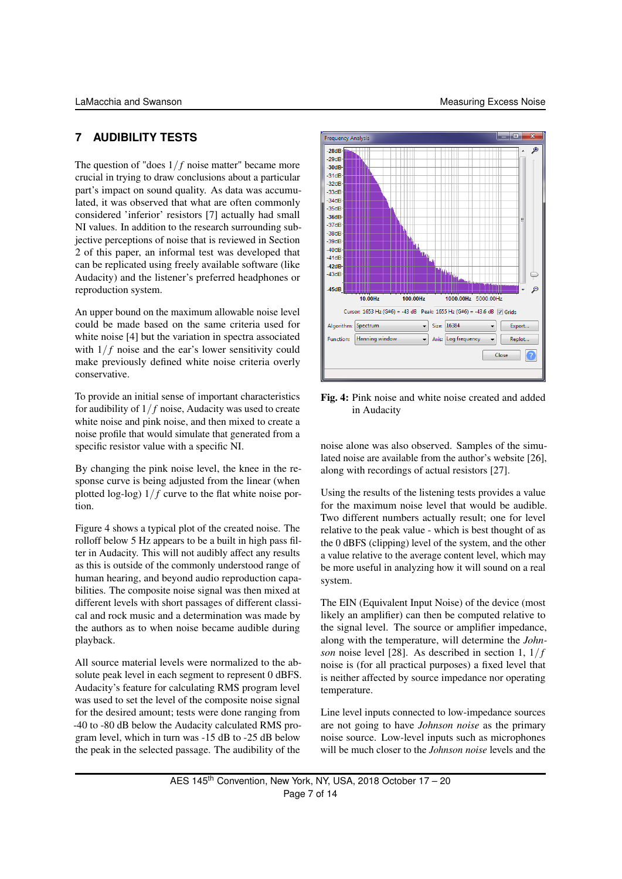## 7 AUDIBILITY TESTS

The question of "does $1/f$ noise matter" became more crucial in trying to draw conclusions about a particular part's impact on sound quality. As data was accumulated, it was observed that what are often commonly considered 'inferior' resistors [7] actually had small NI values. In addition to the research surrounding subjective perceptions of noise that is reviewed in Section 2 of this paper, an informal test was developed that can be replicated using freely available software (like Audacity) and the listener's preferred headphones or reproduction system.

An upper bound on the maximum allowable noise level could be made based on the same criteria used for white noise [4] but the variation in spectra associated with $1/f$ noise and the ear's lower sensitivity could make previously defined white noise criteria overly conservative.

To provide an initial sense of important characteristics for audibility of $1/f$ noise, Audacity was used to create white noise and pink noise, and then mixed to create a noise profile that would simulate that generated from a specific resistor value with a specific NI.

By changing the pink noise level, the knee in the response curve is being adjusted from the linear (when plotted log-log) $1/f$ curve to the flat white noise portion.

Figure 4 shows a typical plot of the created noise. The rolloff below 5 Hz appears to be a built in high pass filter in Audacity. This will not audibly affect any results as this is outside of the commonly understood range of human hearing, and beyond audio reproduction capabilities. The composite noise signal was then mixed at different levels with short passages of different classical and rock music and a determination was made by the authors as to when noise became audible during playback.

All source material levels were normalized to the absolute peak level in each segment to represent 0 dBFS. Audacity's feature for calculating RMS program level was used to set the level of the composite noise signal for the desired amount; tests were done ranging from -40 to -80 dB below the Audacity calculated RMS program level, which in turn was -15 dB to -25 dB below the peak in the selected passage. The audibility of the noise alone was also observed. Samples of the simulated noise are available from the author's website [26], along with recordings of actual resistors [27].

**Fig. 4:** Pink noise and white noise created and added in Audacity

Using the results of the listening tests provides a value for the maximum noise level that would be audible. Two different numbers actually result; one for level relative to the peak value - which is best thought of as the 0 dBFS (clipping) level of the system, and the other a value relative to the average content level, which may be more useful in analyzing how it will sound on a real system.

The EIN (Equivalent Input Noise) of the device (most likely an amplifier) can then be computed relative to the signal level. The source or amplifier impedance, along with the temperature, will determine the *Johnson* noise level [28]. As described in section 1, $1/f$ noise is (for all practical purposes) a fixed level that is neither affected by source impedance nor operating temperature.

Line level inputs connected to low-impedance sources are not going to have *Johnson noise* as the primary noise source. Low-level inputs such as microphones will be much closer to the *Johnson noise* levels and the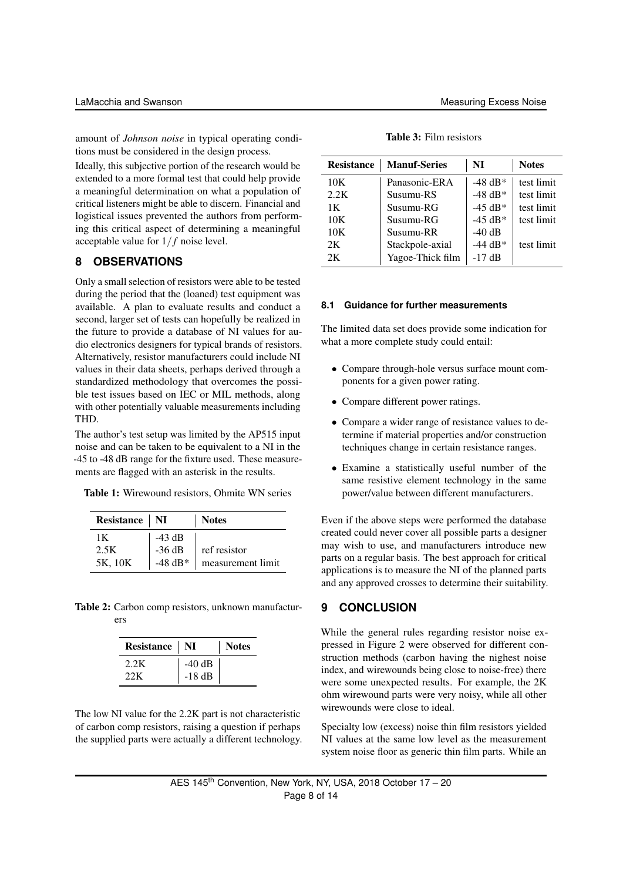amount of *Johnson noise* in typical operating conditions must be considered in the design process.

Ideally, this subjective portion of the research would be extended to a more formal test that could help provide a meaningful determination on what a population of critical listeners might be able to discern. Financial and logistical issues prevented the authors from performing this critical aspect of determining a meaningful acceptable value for $1/f$ noise level.

## 8 OBSERVATIONS

Only a small selection of resistors were able to be tested during the period that the (loaned) test equipment was available. A plan to evaluate results and conduct a second, larger set of tests can hopefully be realized in the future to provide a database of NI values for audio electronics designers for typical brands of resistors. Alternatively, resistor manufacturers could include NI values in their data sheets, perhaps derived through a standardized methodology that overcomes the possible test issues based on IEC or MIL methods, along with other potentially valuable measurements including THD.

The author's test setup was limited by the AP515 input noise and can be taken to be equivalent to a NI in the -45 to -48 dB range for the fixture used. These measurements are flagged with an asterisk in the results.

**Table 1:** Wirewound resistors, Ohmite WN series

| Resistance | NI | Notes |
|---|---|---|
| 1K | -43 dB | |
| 2.5K | -36 dB | ref resistor |
| 5K, 10K | -48 dB* | measurement limit |

**Table 2:** Carbon comp resistors, unknown manufacturers

| Resistance | NI | Notes |
|---|---|---|
| 2.2K | -40 dB | |
| 22K | -18 dB | |

The low NI value for the 2.2K part is not characteristic of carbon comp resistors, raising a question if perhaps the supplied parts were actually a different technology.

**Table 3:** Film resistors

| Resistance | Manuf-Series | NI | Notes |
|---|---|---|---|
| 10K | Panasonic-ERA | -48 dB* | test limit |
| 2.2K | Susumu-RS | -48 dB* | test limit |
| 1K | Susumu-RG | -45 dB* | test limit |
| 10K | Susumu-RG | -45 dB* | test limit |
| 10K | Susumu-RR | -40 dB | |
| 2K | Stackpole-axial | -44 dB* | test limit |
| 2K | Yagoe-Thick film | -17 dB | |

### 8.1 Guidance for further measurements

The limited data set does provide some indication for what a more complete study could entail:

- Compare through-hole versus surface mount components for a given power rating.
- Compare different power ratings.
- Compare a wider range of resistance values to determine if material properties and/or construction techniques change in certain resistance ranges.
- Examine a statistically useful number of the same resistive element technology in the same power/value between different manufacturers.

Even if the above steps were performed the database created could never cover all possible parts a designer may wish to use, and manufacturers introduce new parts on a regular basis. The best approach for critical applications is to measure the NI of the planned parts and any approved crosses to determine their suitability.

## 9 CONCLUSION

While the general rules regarding resistor noise expressed in Figure 2 were observed for different construction methods (carbon having the nighest noise index, and wirewounds being close to noise-free) there were some unexpected results. For example, the 2K ohm wirewound parts were very noisy, while all other wirewounds were close to ideal.

Specialty low (excess) noise thin film resistors yielded NI values at the same low level as the measurement system noise floor as generic thin film parts. While an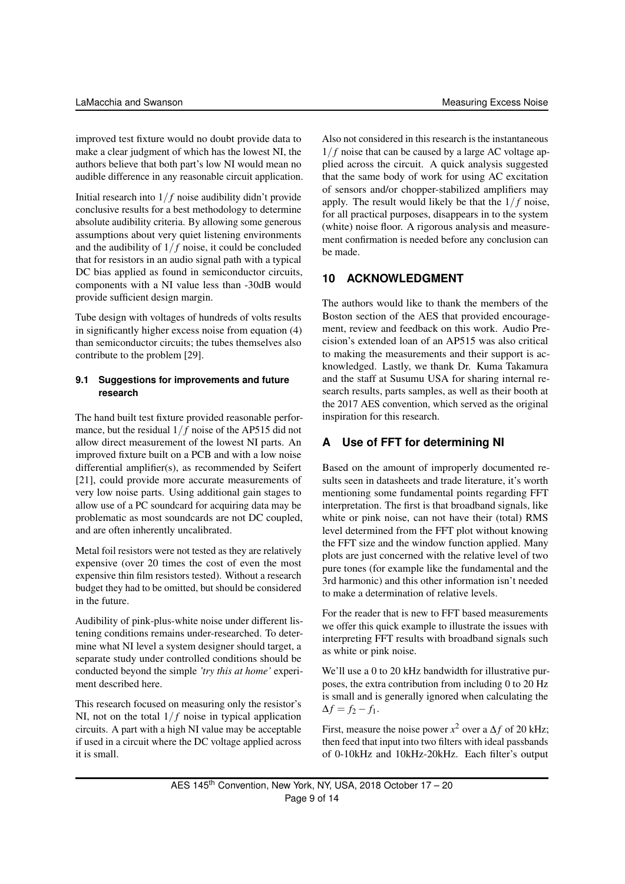improved test fixture would no doubt provide data to make a clear judgment of which has the lowest NI, the authors believe that both part's low NI would mean no audible difference in any reasonable circuit application.

Initial research into $1/f$ noise audibility didn't provide conclusive results for a best methodology to determine absolute audibility criteria. By allowing some generous assumptions about very quiet listening environments and the audibility of $1/f$ noise, it could be concluded that for resistors in an audio signal path with a typical DC bias applied as found in semiconductor circuits, components with a NI value less than -30dB would provide sufficient design margin.

Tube design with voltages of hundreds of volts results in significantly higher excess noise from equation (4) than semiconductor circuits; the tubes themselves also contribute to the problem [29].

### 9.1 Suggestions for improvements and future research

The hand built test fixture provided reasonable performance, but the residual $1/f$ noise of the AP515 did not allow direct measurement of the lowest NI parts. An improved fixture built on a PCB and with a low noise differential amplifier(s), as recommended by Seifert [21], could provide more accurate measurements of very low noise parts. Using additional gain stages to allow use of a PC soundcard for acquiring data may be problematic as most soundcards are not DC coupled, and are often inherently uncalibrated.

Metal foil resistors were not tested as they are relatively expensive (over 20 times the cost of even the most expensive thin film resistors tested). Without a research budget they had to be omitted, but should be considered in the future.

Audibility of pink-plus-white noise under different listening conditions remains under-researched. To determine what NI level a system designer should target, a separate study under controlled conditions should be conducted beyond the simple *'try this at home'* experiment described here.

This research focused on measuring only the resistor's NI, not on the total $1/f$ noise in typical application circuits. A part with a high NI value may be acceptable if used in a circuit where the DC voltage applied across it is small.

Also not considered in this research is the instantaneous $1/f$ noise that can be caused by a large AC voltage applied across the circuit. A quick analysis suggested that the same body of work for using AC excitation of sensors and/or chopper-stabilized amplifiers may apply. The result would likely be that the $1/f$ noise, for all practical purposes, disappears in to the system (white) noise floor. A rigorous analysis and measurement confirmation is needed before any conclusion can be made.

## 10 ACKNOWLEDGMENT

The authors would like to thank the members of the Boston section of the AES that provided encouragement, review and feedback on this work. Audio Precision's extended loan of an AP515 was also critical to making the measurements and their support is acknowledged. Lastly, we thank Dr. Kuma Takamura and the staff at Susumu USA for sharing internal research results, parts samples, as well as their booth at the 2017 AES convention, which served as the original inspiration for this research.

## A Use of FFT for determining NI

Based on the amount of improperly documented results seen in datasheets and trade literature, it's worth mentioning some fundamental points regarding FFT interpretation. The first is that broadband signals, like white or pink noise, can not have their (total) RMS level determined from the FFT plot without knowing the FFT size and the window function applied. Many plots are just concerned with the relative level of two pure tones (for example like the fundamental and the 3rd harmonic) and this other information isn't needed to make a determination of relative levels.

For the reader that is new to FFT based measurements we offer this quick example to illustrate the issues with interpreting FFT results with broadband signals such as white or pink noise.

We'll use a 0 to 20 kHz bandwidth for illustrative purposes, the extra contribution from including 0 to 20 Hz is small and is generally ignored when calculating the $\Delta f = f_2 - f_1$.

First, measure the noise power $x^2$ over a $\Delta f$ of 20 kHz; then feed that input into two filters with ideal passbands of 0-10kHz and 10kHz-20kHz. Each filter's output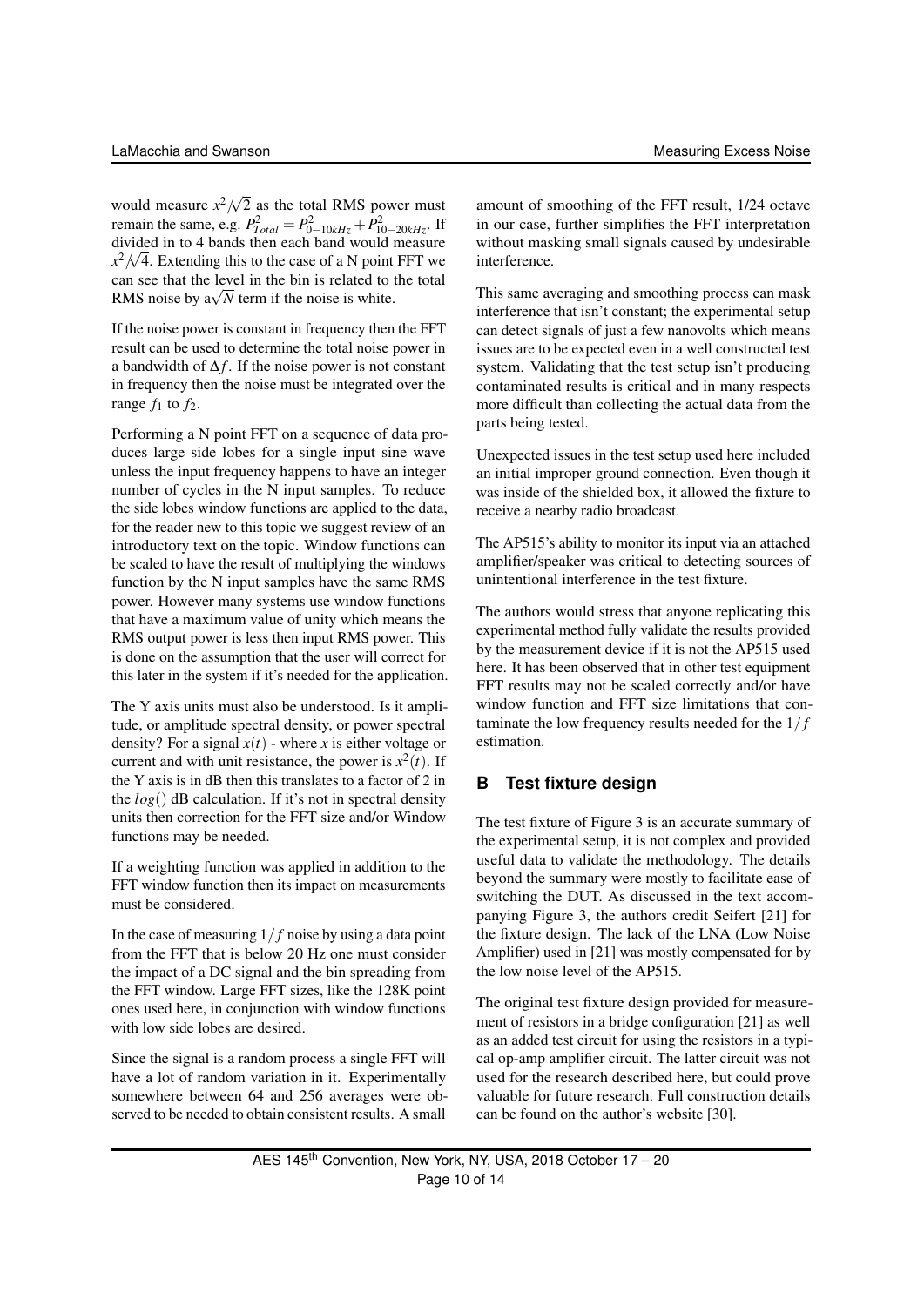would measure $x^2/\sqrt{2}$ as the total RMS power must remain the same, e.g. $P^2_{Total} = P^2_{0-10kHz} + P^2_{10-20kHz}$. If divided in to 4 bands then each band would measure $x^2/\sqrt{4}$. Extending this to the case of a N point FFT we can see that the level in the bin is related to the total RMS noise by a$\sqrt{N}$ term if the noise is white.

If the noise power is constant in frequency then the FFT result can be used to determine the total noise power in a bandwidth of $\Delta f$. If the noise power is not constant in frequency then the noise must be integrated over the range $f_1$ to $f_2$.

Performing a N point FFT on a sequence of data produces large side lobes for a single input sine wave unless the input frequency happens to have an integer number of cycles in the N input samples. To reduce the side lobes window functions are applied to the data, for the reader new to this topic we suggest review of an introductory text on the topic. Window functions can be scaled to have the result of multiplying the windows function by the N input samples have the same RMS power. However many systems use window functions that have a maximum value of unity which means the RMS output power is less then input RMS power. This is done on the assumption that the user will correct for this later in the system if it's needed for the application.

The Y axis units must also be understood. Is it amplitude, or amplitude spectral density, or power spectral density? For a signal $x(t)$ - where $x$ is either voltage or current and with unit resistance, the power is $x^2(t)$. If the Y axis is in dB then this translates to a factor of 2 in the $log()$ dB calculation. If it's not in spectral density units then correction for the FFT size and/or Window functions may be needed.

If a weighting function was applied in addition to the FFT window function then its impact on measurements must be considered.

In the case of measuring $1/f$ noise by using a data point from the FFT that is below 20 Hz one must consider the impact of a DC signal and the bin spreading from the FFT window. Large FFT sizes, like the 128K point ones used here, in conjunction with window functions with low side lobes are desired.

Since the signal is a random process a single FFT will have a lot of random variation in it. Experimentally somewhere between 64 and 256 averages were observed to be needed to obtain consistent results. A small amount of smoothing of the FFT result, 1/24 octave in our case, further simplifies the FFT interpretation without masking small signals caused by undesirable interference.

This same averaging and smoothing process can mask interference that isn't constant; the experimental setup can detect signals of just a few nanovolts which means issues are to be expected even in a well constructed test system. Validating that the test setup isn't producing contaminated results is critical and in many respects more difficult than collecting the actual data from the parts being tested.

Unexpected issues in the test setup used here included an initial improper ground connection. Even though it was inside of the shielded box, it allowed the fixture to receive a nearby radio broadcast.

The AP515's ability to monitor its input via an attached amplifier/speaker was critical to detecting sources of unintentional interference in the test fixture.

The authors would stress that anyone replicating this experimental method fully validate the results provided by the measurement device if it is not the AP515 used here. It has been observed that in other test equipment FFT results may not be scaled correctly and/or have window function and FFT size limitations that contaminate the low frequency results needed for the $1/f$ estimation.

## B Test fixture design

The test fixture of Figure 3 is an accurate summary of the experimental setup, it is not complex and provided useful data to validate the methodology. The details beyond the summary were mostly to facilitate ease of switching the DUT. As discussed in the text accompanying Figure 3, the authors credit Seifert [21] for the fixture design. The lack of the LNA (Low Noise Amplifier) used in [21] was mostly compensated for by the low noise level of the AP515.

The original test fixture design provided for measurement of resistors in a bridge configuration [21] as well as an added test circuit for using the resistors in a typical op-amp amplifier circuit. The latter circuit was not used for the research described here, but could prove valuable for future research. Full construction details can be found on the author's website [30].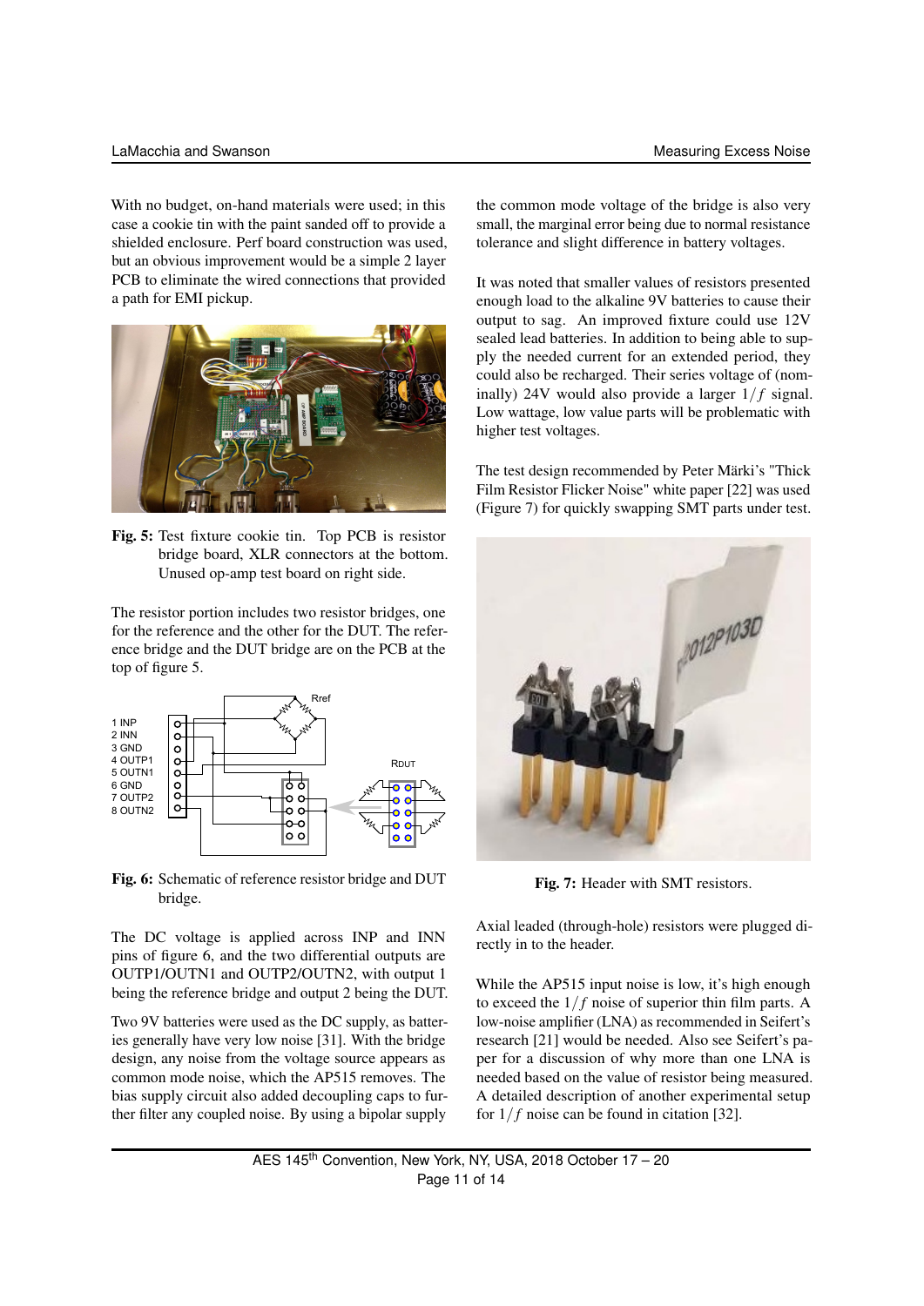With no budget, on-hand materials were used; in this case a cookie tin with the paint sanded off to provide a shielded enclosure. Perf board construction was used, but an obvious improvement would be a simple 2 layer PCB to eliminate the wired connections that provided a path for EMI pickup.

**Fig. 5:** Test fixture cookie tin. Top PCB is resistor bridge board, XLR connectors at the bottom. Unused op-amp test board on right side.

The resistor portion includes two resistor bridges, one for the reference and the other for the DUT. The reference bridge and the DUT bridge are on the PCB at the top of figure 5.

**Fig. 6:** Schematic of reference resistor bridge and DUT bridge.

The DC voltage is applied across INP and INN pins of figure 6, and the two differential outputs are OUTP1/OUTN1 and OUTP2/OUTN2, with output 1 being the reference bridge and output 2 being the DUT.

Two 9V batteries were used as the DC supply, as batteries generally have very low noise [31]. With the bridge design, any noise from the voltage source appears as common mode noise, which the AP515 removes. The bias supply circuit also added decoupling caps to further filter any coupled noise. By using a bipolar supply the common mode voltage of the bridge is also very small, the marginal error being due to normal resistance tolerance and slight difference in battery voltages.

It was noted that smaller values of resistors presented enough load to the alkaline 9V batteries to cause their output to sag. An improved fixture could use 12V sealed lead batteries. In addition to being able to supply the needed current for an extended period, they could also be recharged. Their series voltage of (nominally) 24V would also provide a larger $1/f$ signal. Low wattage, low value parts will be problematic with higher test voltages.

The test design recommended by Peter Märki's "Thick Film Resistor Flicker Noise" white paper [22] was used (Figure 7) for quickly swapping SMT parts under test.

**Fig. 7:** Header with SMT resistors.

Axial leaded (through-hole) resistors were plugged directly in to the header.

While the AP515 input noise is low, it's high enough to exceed the $1/f$ noise of superior thin film parts. A low-noise amplifier (LNA) as recommended in Seifert's research [21] would be needed. Also see Seifert's paper for a discussion of why more than one LNA is needed based on the value of resistor being measured. A detailed description of another experimental setup for $1/f$ noise can be found in citation [32].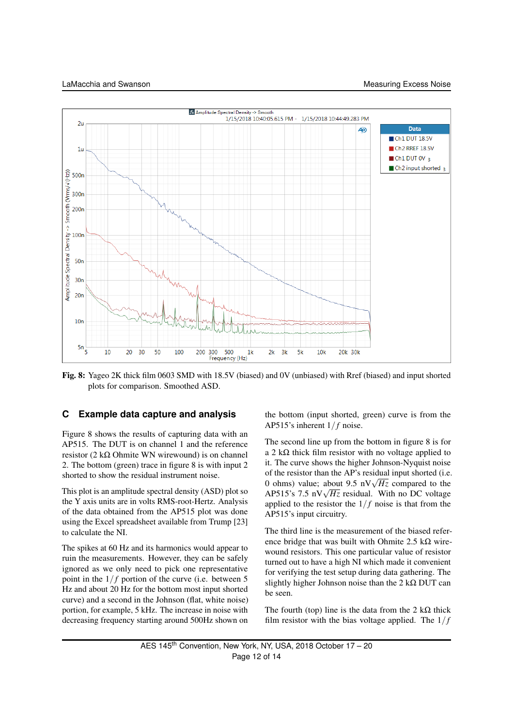Fig. 8: Yageo 2K thick film 0603 SMD with 18.5V (biased) and 0V (unbiased) with Rref (biased) and input shorted plots for comparison. Smoothed ASD.

## C Example data capture and analysis

Figure 8 shows the results of capturing data with an AP515. The DUT is on channel 1 and the reference resistor (2 kΩ Ohmite WN wirewound) is on channel 2. The bottom (green) trace in figure 8 is with input 2 shorted to show the residual instrument noise.

This plot is an amplitude spectral density (ASD) plot so the Y axis units are in volts RMS-root-Hertz. Analysis of the data obtained from the AP515 plot was done using the Excel spreadsheet available from Trump [23] to calculate the NI.

The spikes at 60 Hz and its harmonics would appear to ruin the measurements. However, they can be safely ignored as we only need to pick one representative point in the $1/f$ portion of the curve (i.e. between 5 Hz and about 20 Hz for the bottom most input shorted curve) and a second in the Johnson (flat, white noise) portion, for example, 5 kHz. The increase in noise with decreasing frequency starting around 500Hz shown on the bottom (input shorted, green) curve is from the AP515's inherent $1/f$ noise.

The second line up from the bottom in figure 8 is for a 2 kΩ thick film resistor with no voltage applied to it. The curve shows the higher Johnson-Nyquist noise of the resistor than the AP's residual input shorted (i.e. 0 ohms) value; about 9.5 $\text{nV}\sqrt{Hz}$ compared to the AP515's 7.5 $\text{nV}\sqrt{Hz}$ residual. With no DC voltage applied to the resistor the $1/f$ noise is that from the AP515's input circuitry.

The third line is the measurement of the biased reference bridge that was built with Ohmite 2.5 kΩ wirewound resistors. This one particular value of resistor turned out to have a high NI which made it convenient for verifying the test setup during data gathering. The slightly higher Johnson noise than the 2 kΩ DUT can be seen.

The fourth (top) line is the data from the 2 kΩ thick film resistor with the bias voltage applied. The $1/f$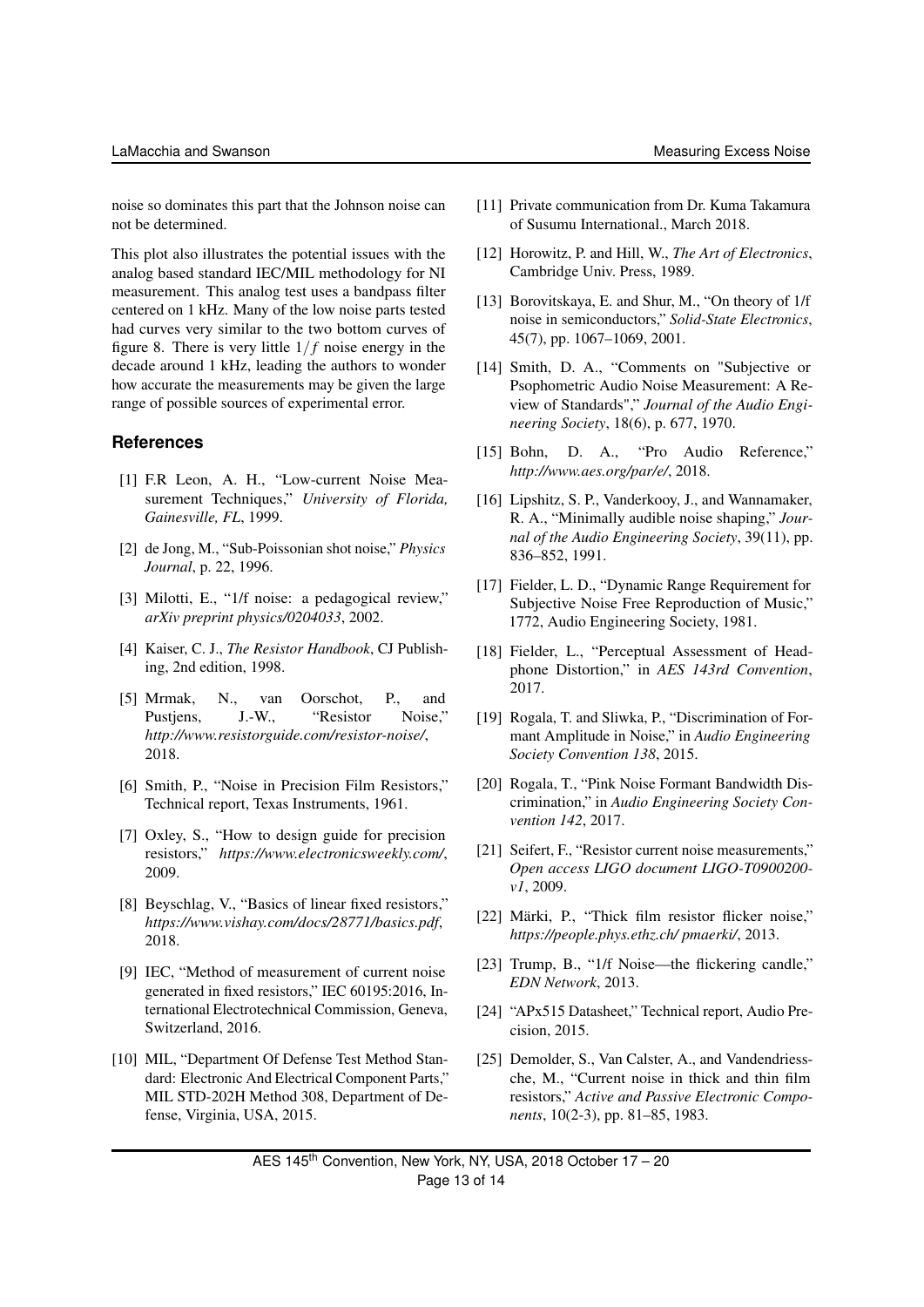noise so dominates this part that the Johnson noise can not be determined.

This plot also illustrates the potential issues with the analog based standard IEC/MIL methodology for NI measurement. This analog test uses a bandpass filter centered on 1 kHz. Many of the low noise parts tested had curves very similar to the two bottom curves of figure 8. There is very little $1/f$ noise energy in the decade around 1 kHz, leading the authors to wonder how accurate the measurements may be given the large range of possible sources of experimental error.

## References

[1] F.R Leon, A. H., "Low-current Noise Measurement Techniques," *University of Florida, Gainesville, FL*, 1999.

[2] de Jong, M., "Sub-Poissonian shot noise," *Physics Journal*, p. 22, 1996.

[3] Milotti, E., "1/f noise: a pedagogical review," *arXiv preprint physics/0204033*, 2002.

[4] Kaiser, C. J., *The Resistor Handbook*, CJ Publishing, 2nd edition, 1998.

[5] Mrmak, N., van Oorschot, P., and Pustjens, J.-W., "Resistor Noise," *http://www.resistorguide.com/resistor-noise/*, 2018.

[6] Smith, P., "Noise in Precision Film Resistors," Technical report, Texas Instruments, 1961.

[7] Oxley, S., "How to design guide for precision resistors," *https://www.electronicsweekly.com/*, 2009.

[8] Beyschlag, V., "Basics of linear fixed resistors," *https://www.vishay.com/docs/28771/basics.pdf*, 2018.

[9] IEC, "Method of measurement of current noise generated in fixed resistors," IEC 60195:2016, International Electrotechnical Commission, Geneva, Switzerland, 2016.

[10] MIL, "Department Of Defense Test Method Standard: Electronic And Electrical Component Parts," MIL STD-202H Method 308, Department of Defense, Virginia, USA, 2015.

[11] Private communication from Dr. Kuma Takamura of Susumu International., March 2018.

[12] Horowitz, P. and Hill, W., *The Art of Electronics*, Cambridge Univ. Press, 1989.

[13] Borovitskaya, E. and Shur, M., "On theory of 1/f noise in semiconductors," *Solid-State Electronics*, 45(7), pp. 1067–1069, 2001.

[14] Smith, D. A., "Comments on "Subjective or Psophometric Audio Noise Measurement: A Review of Standards"," *Journal of the Audio Engineering Society*, 18(6), p. 677, 1970.

[15] Bohn, D. A., "Pro Audio Reference," *http://www.aes.org/par/e/*, 2018.

[16] Lipshitz, S. P., Vanderkooy, J., and Wannamaker, R. A., "Minimally audible noise shaping," *Journal of the Audio Engineering Society*, 39(11), pp. 836–852, 1991.

[17] Fielder, L. D., "Dynamic Range Requirement for Subjective Noise Free Reproduction of Music," 1772, Audio Engineering Society, 1981.

[18] Fielder, L., "Perceptual Assessment of Headphone Distortion," in *AES 143rd Convention*, 2017.

[19] Rogala, T. and Sliwka, P., "Discrimination of Formant Amplitude in Noise," in *Audio Engineering Society Convention 138*, 2015.

[20] Rogala, T., "Pink Noise Formant Bandwidth Discrimination," in *Audio Engineering Society Convention 142*, 2017.

[21] Seifert, F., "Resistor current noise measurements," *Open access LIGO document LIGO-T0900200-v1*, 2009.

[22] Märki, P., "Thick film resistor flicker noise," *https://people.phys.ethz.ch/ pmaerki/*, 2013.

[23] Trump, B., "1/f Noise—the flickering candle," *EDN Network*, 2013.

[24] "APx515 Datasheet," Technical report, Audio Precision, 2015.

[25] Demolder, S., Van Calster, A., and Vandendriessche, M., "Current noise in thick and thin film resistors," *Active and Passive Electronic Components*, 10(2-3), pp. 81–85, 1983.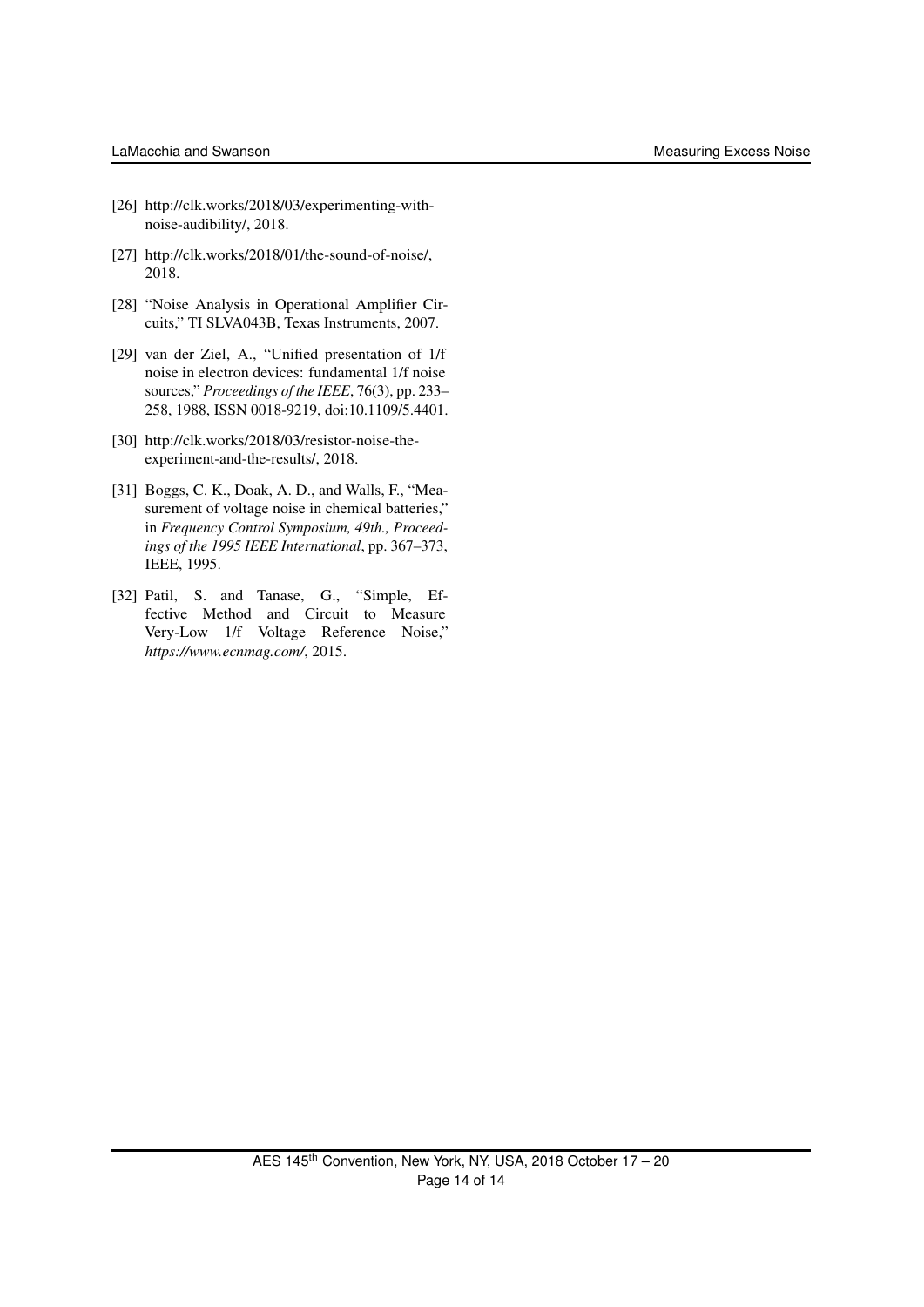[26] http://clk.works/2018/03/experimenting-with-noise-audibility/, 2018.

[27] http://clk.works/2018/01/the-sound-of-noise/, 2018.

[28] "Noise Analysis in Operational Amplifier Circuits," TI SLVA043B, Texas Instruments, 2007.

[29] van der Ziel, A., "Unified presentation of 1/f noise in electron devices: fundamental 1/f noise sources," *Proceedings of the IEEE*, 76(3), pp. 233–258, 1988, ISSN 0018-9219, doi:10.1109/5.4401.

[30] http://clk.works/2018/03/resistor-noise-the-experiment-and-the-results/, 2018.

[31] Boggs, C. K., Doak, A. D., and Walls, F., "Measurement of voltage noise in chemical batteries," in *Frequency Control Symposium, 49th., Proceedings of the 1995 IEEE International*, pp. 367–373, IEEE, 1995.

[32] Patil, S. and Tanase, G., "Simple, Effective Method and Circuit to Measure Very-Low 1/f Voltage Reference Noise," *https://www.ecnmag.com/*, 2015.